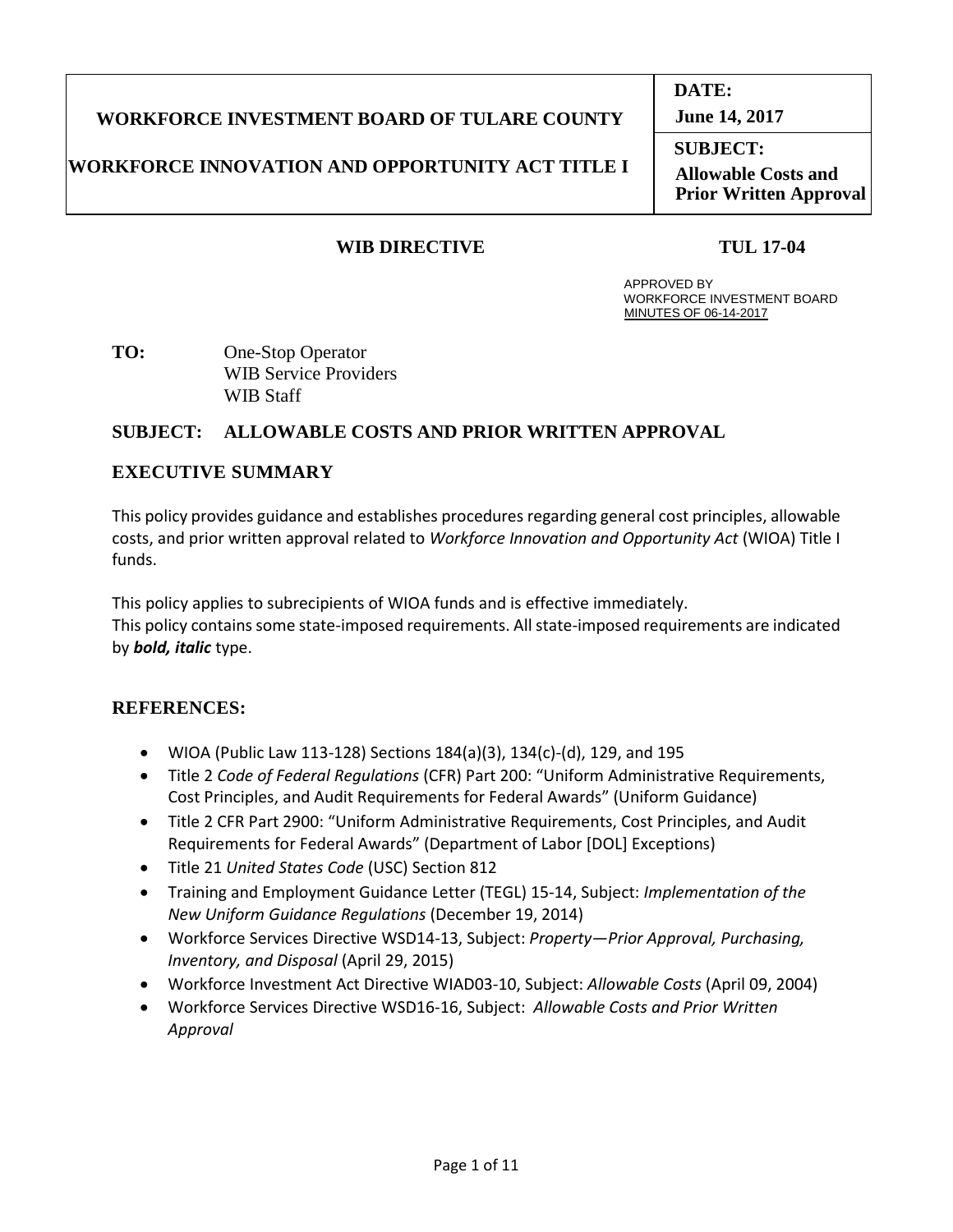| WORKFORCE INVESTMENT BOARD OF TULARE COUNTY<br><br>WORKFORCE INNOVATION AND OPPORTUNITY ACT TITLE I | **DATE:**<br>**June 14, 2017** |
| --- | --- |
| | **SUBJECT:**<br>**Allowable Costs and Prior Written Approval** |

**WIB DIRECTIVE** **TUL 17-04**

APPROVED BY
WORKFORCE INVESTMENT BOARD
MINUTES OF 06-14-2017

**TO:** One-Stop Operator
WIB Service Providers
WIB Staff

**SUBJECT: ALLOWABLE COSTS AND PRIOR WRITTEN APPROVAL**

## EXECUTIVE SUMMARY

This policy provides guidance and establishes procedures regarding general cost principles, allowable costs, and prior written approval related to *Workforce Innovation and Opportunity Act* (WIOA) Title I funds.

This policy applies to subrecipients of WIOA funds and is effective immediately.
This policy contains some state-imposed requirements. All state-imposed requirements are indicated by ***bold, italic*** type.

## REFERENCES:

- WIOA (Public Law 113-128) Sections 184(a)(3), 134(c)-(d), 129, and 195
- Title 2 *Code of Federal Regulations* (CFR) Part 200: "Uniform Administrative Requirements, Cost Principles, and Audit Requirements for Federal Awards" (Uniform Guidance)
- Title 2 CFR Part 2900: "Uniform Administrative Requirements, Cost Principles, and Audit Requirements for Federal Awards" (Department of Labor [DOL] Exceptions)
- Title 21 *United States Code* (USC) Section 812
- Training and Employment Guidance Letter (TEGL) 15-14, Subject: *Implementation of the New Uniform Guidance Regulations* (December 19, 2014)
- Workforce Services Directive WSD14-13, Subject: *Property—Prior Approval, Purchasing, Inventory, and Disposal* (April 29, 2015)
- Workforce Investment Act Directive WIAD03-10, Subject: *Allowable Costs* (April 09, 2004)
- Workforce Services Directive WSD16-16, Subject: *Allowable Costs and Prior Written Approval*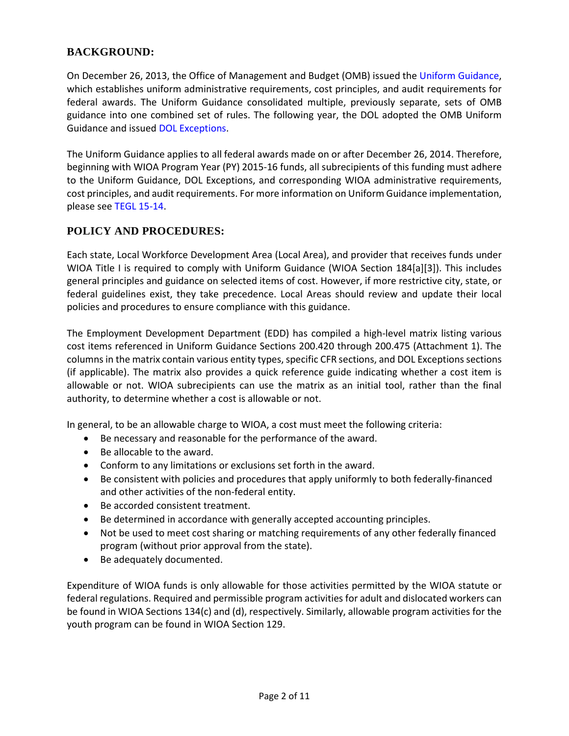## BACKGROUND:

On December 26, 2013, the Office of Management and Budget (OMB) issued the Uniform Guidance, which establishes uniform administrative requirements, cost principles, and audit requirements for federal awards. The Uniform Guidance consolidated multiple, previously separate, sets of OMB guidance into one combined set of rules. The following year, the DOL adopted the OMB Uniform Guidance and issued DOL Exceptions.

The Uniform Guidance applies to all federal awards made on or after December 26, 2014. Therefore, beginning with WIOA Program Year (PY) 2015-16 funds, all subrecipients of this funding must adhere to the Uniform Guidance, DOL Exceptions, and corresponding WIOA administrative requirements, cost principles, and audit requirements. For more information on Uniform Guidance implementation, please see TEGL 15-14.

## POLICY AND PROCEDURES:

Each state, Local Workforce Development Area (Local Area), and provider that receives funds under WIOA Title I is required to comply with Uniform Guidance (WIOA Section 184[a][3]). This includes general principles and guidance on selected items of cost. However, if more restrictive city, state, or federal guidelines exist, they take precedence. Local Areas should review and update their local policies and procedures to ensure compliance with this guidance.

The Employment Development Department (EDD) has compiled a high-level matrix listing various cost items referenced in Uniform Guidance Sections 200.420 through 200.475 (Attachment 1). The columns in the matrix contain various entity types, specific CFR sections, and DOL Exceptions sections (if applicable). The matrix also provides a quick reference guide indicating whether a cost item is allowable or not. WIOA subrecipients can use the matrix as an initial tool, rather than the final authority, to determine whether a cost is allowable or not.

In general, to be an allowable charge to WIOA, a cost must meet the following criteria:

- Be necessary and reasonable for the performance of the award.
- Be allocable to the award.
- Conform to any limitations or exclusions set forth in the award.
- Be consistent with policies and procedures that apply uniformly to both federally-financed and other activities of the non-federal entity.
- Be accorded consistent treatment.
- Be determined in accordance with generally accepted accounting principles.
- Not be used to meet cost sharing or matching requirements of any other federally financed program (without prior approval from the state).
- Be adequately documented.

Expenditure of WIOA funds is only allowable for those activities permitted by the WIOA statute or federal regulations. Required and permissible program activities for adult and dislocated workers can be found in WIOA Sections 134(c) and (d), respectively. Similarly, allowable program activities for the youth program can be found in WIOA Section 129.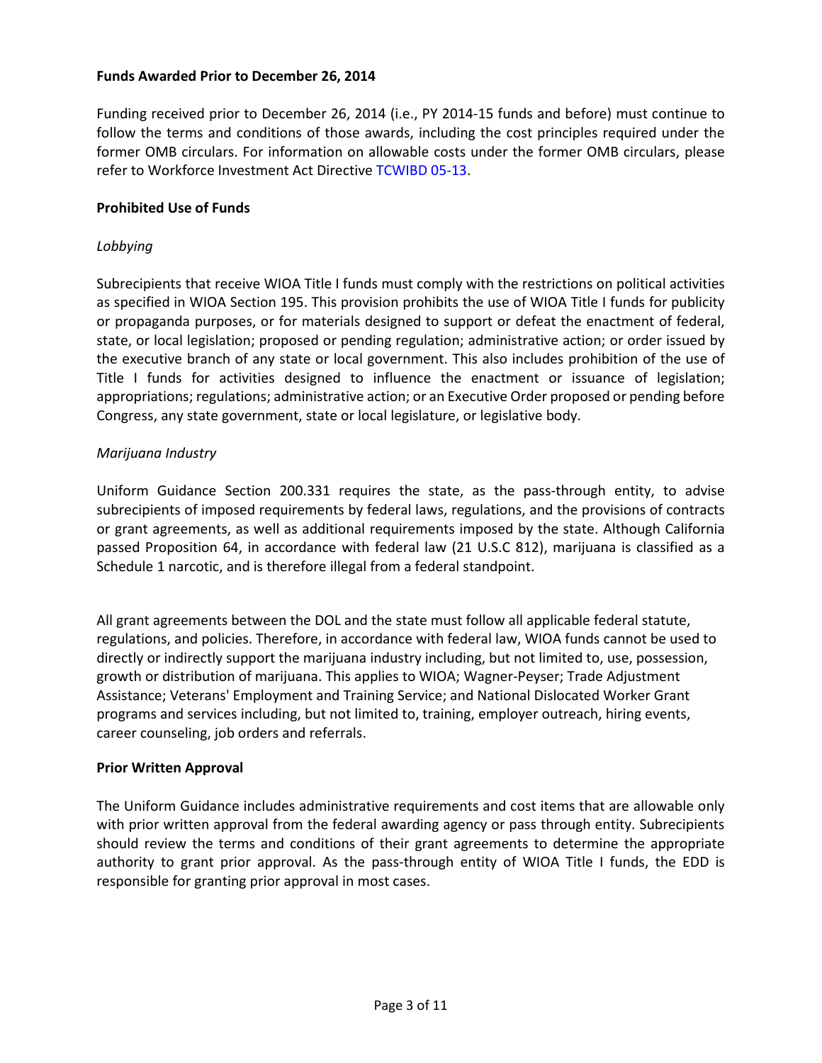**Funds Awarded Prior to December 26, 2014**

Funding received prior to December 26, 2014 (i.e., PY 2014-15 funds and before) must continue to follow the terms and conditions of those awards, including the cost principles required under the former OMB circulars. For information on allowable costs under the former OMB circulars, please refer to Workforce Investment Act Directive TCWIBD 05-13.

**Prohibited Use of Funds**

*Lobbying*

Subrecipients that receive WIOA Title I funds must comply with the restrictions on political activities as specified in WIOA Section 195. This provision prohibits the use of WIOA Title I funds for publicity or propaganda purposes, or for materials designed to support or defeat the enactment of federal, state, or local legislation; proposed or pending regulation; administrative action; or order issued by the executive branch of any state or local government. This also includes prohibition of the use of Title I funds for activities designed to influence the enactment or issuance of legislation; appropriations; regulations; administrative action; or an Executive Order proposed or pending before Congress, any state government, state or local legislature, or legislative body.

*Marijuana Industry*

Uniform Guidance Section 200.331 requires the state, as the pass-through entity, to advise subrecipients of imposed requirements by federal laws, regulations, and the provisions of contracts or grant agreements, as well as additional requirements imposed by the state. Although California passed Proposition 64, in accordance with federal law (21 U.S.C 812), marijuana is classified as a Schedule 1 narcotic, and is therefore illegal from a federal standpoint.

All grant agreements between the DOL and the state must follow all applicable federal statute, regulations, and policies. Therefore, in accordance with federal law, WIOA funds cannot be used to directly or indirectly support the marijuana industry including, but not limited to, use, possession, growth or distribution of marijuana. This applies to WIOA; Wagner-Peyser; Trade Adjustment Assistance; Veterans' Employment and Training Service; and National Dislocated Worker Grant programs and services including, but not limited to, training, employer outreach, hiring events, career counseling, job orders and referrals.

**Prior Written Approval**

The Uniform Guidance includes administrative requirements and cost items that are allowable only with prior written approval from the federal awarding agency or pass through entity. Subrecipients should review the terms and conditions of their grant agreements to determine the appropriate authority to grant prior approval. As the pass-through entity of WIOA Title I funds, the EDD is responsible for granting prior approval in most cases.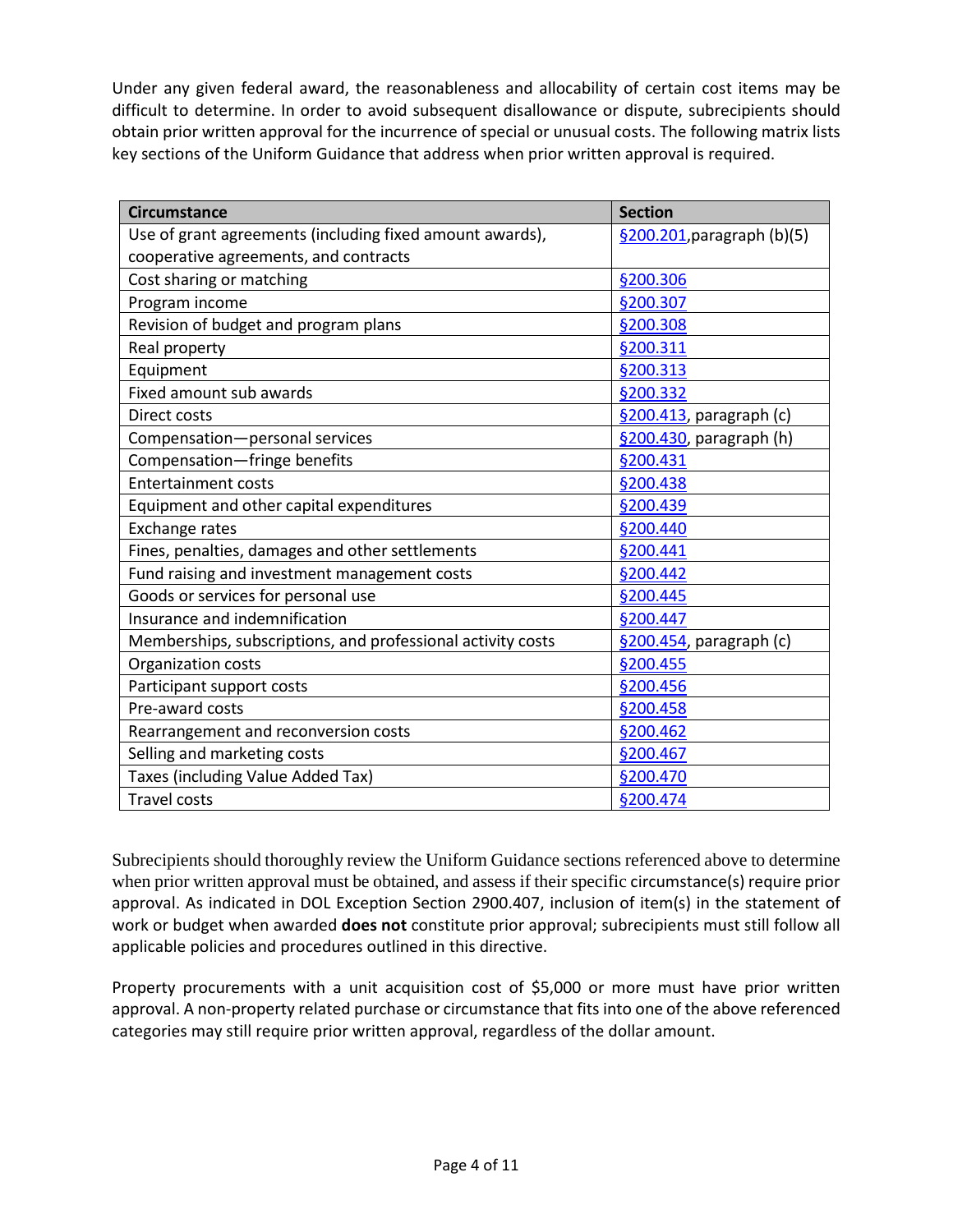Under any given federal award, the reasonableness and allocability of certain cost items may be difficult to determine. In order to avoid subsequent disallowance or dispute, subrecipients should obtain prior written approval for the incurrence of special or unusual costs. The following matrix lists key sections of the Uniform Guidance that address when prior written approval is required.

| Circumstance | Section |
|---|---|
| Use of grant agreements (including fixed amount awards), cooperative agreements, and contracts | §200.201,paragraph (b)(5) |
| Cost sharing or matching | §200.306 |
| Program income | §200.307 |
| Revision of budget and program plans | §200.308 |
| Real property | §200.311 |
| Equipment | §200.313 |
| Fixed amount sub awards | §200.332 |
| Direct costs | §200.413, paragraph (c) |
| Compensation—personal services | §200.430, paragraph (h) |
| Compensation—fringe benefits | §200.431 |
| Entertainment costs | §200.438 |
| Equipment and other capital expenditures | §200.439 |
| Exchange rates | §200.440 |
| Fines, penalties, damages and other settlements | §200.441 |
| Fund raising and investment management costs | §200.442 |
| Goods or services for personal use | §200.445 |
| Insurance and indemnification | §200.447 |
| Memberships, subscriptions, and professional activity costs | §200.454, paragraph (c) |
| Organization costs | §200.455 |
| Participant support costs | §200.456 |
| Pre-award costs | §200.458 |
| Rearrangement and reconversion costs | §200.462 |
| Selling and marketing costs | §200.467 |
| Taxes (including Value Added Tax) | §200.470 |
| Travel costs | §200.474 |

Subrecipients should thoroughly review the Uniform Guidance sections referenced above to determine when prior written approval must be obtained, and assess if their specific circumstance(s) require prior approval. As indicated in DOL Exception Section 2900.407, inclusion of item(s) in the statement of work or budget when awarded **does not** constitute prior approval; subrecipients must still follow all applicable policies and procedures outlined in this directive.

Property procurements with a unit acquisition cost of $5,000 or more must have prior written approval. A non-property related purchase or circumstance that fits into one of the above referenced categories may still require prior written approval, regardless of the dollar amount.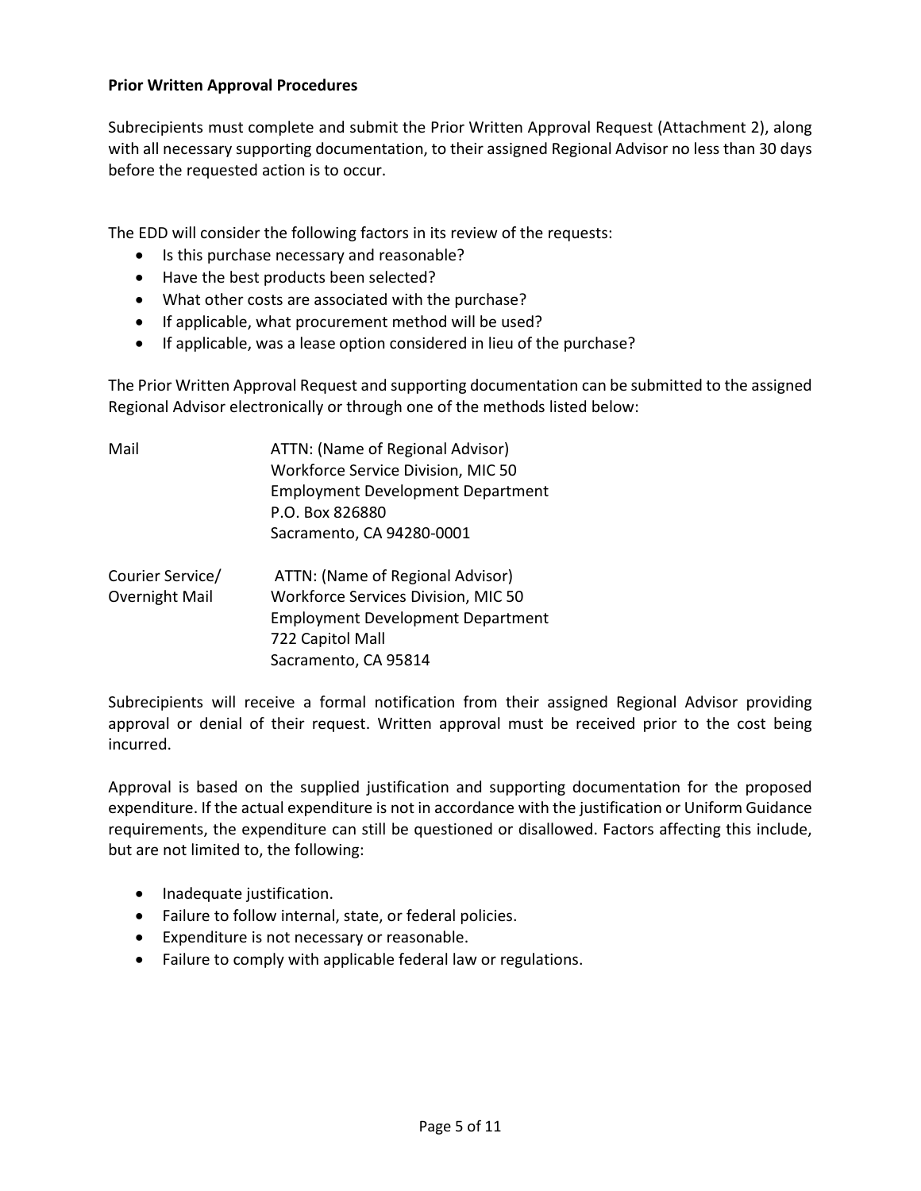**Prior Written Approval Procedures**

Subrecipients must complete and submit the Prior Written Approval Request (Attachment 2), along with all necessary supporting documentation, to their assigned Regional Advisor no less than 30 days before the requested action is to occur.

The EDD will consider the following factors in its review of the requests:

- Is this purchase necessary and reasonable?
- Have the best products been selected?
- What other costs are associated with the purchase?
- If applicable, what procurement method will be used?
- If applicable, was a lease option considered in lieu of the purchase?

The Prior Written Approval Request and supporting documentation can be submitted to the assigned Regional Advisor electronically or through one of the methods listed below:

| | |
|---|---|
| Mail | ATTN: (Name of Regional Advisor)<br>Workforce Service Division, MIC 50<br>Employment Development Department<br>P.O. Box 826880<br>Sacramento, CA 94280-0001 |
| Courier Service/<br>Overnight Mail | ATTN: (Name of Regional Advisor)<br>Workforce Services Division, MIC 50<br>Employment Development Department<br>722 Capitol Mall<br>Sacramento, CA 95814 |

Subrecipients will receive a formal notification from their assigned Regional Advisor providing approval or denial of their request. Written approval must be received prior to the cost being incurred.

Approval is based on the supplied justification and supporting documentation for the proposed expenditure. If the actual expenditure is not in accordance with the justification or Uniform Guidance requirements, the expenditure can still be questioned or disallowed. Factors affecting this include, but are not limited to, the following:

- Inadequate justification.
- Failure to follow internal, state, or federal policies.
- Expenditure is not necessary or reasonable.
- Failure to comply with applicable federal law or regulations.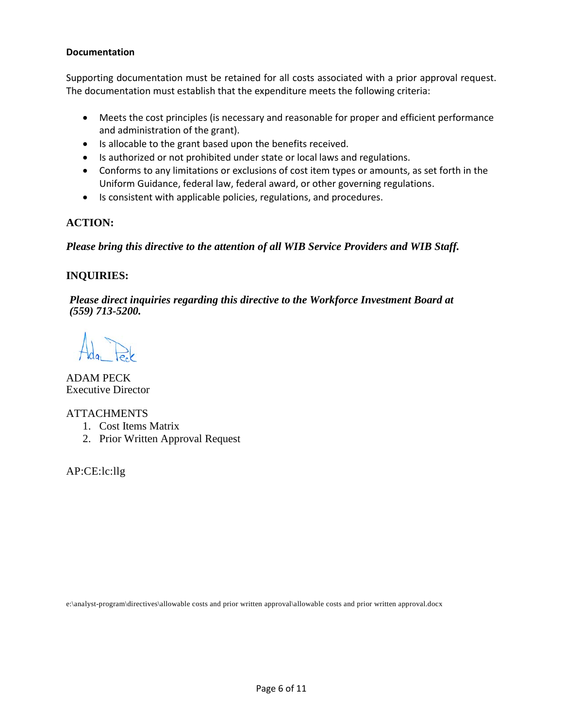**Documentation**

Supporting documentation must be retained for all costs associated with a prior approval request. The documentation must establish that the expenditure meets the following criteria:

- Meets the cost principles (is necessary and reasonable for proper and efficient performance and administration of the grant).
- Is allocable to the grant based upon the benefits received.
- Is authorized or not prohibited under state or local laws and regulations.
- Conforms to any limitations or exclusions of cost item types or amounts, as set forth in the Uniform Guidance, federal law, federal award, or other governing regulations.
- Is consistent with applicable policies, regulations, and procedures.

**ACTION:**

***Please bring this directive to the attention of all WIB Service Providers and WIB Staff.***

**INQUIRIES:**

***Please direct inquiries regarding this directive to the Workforce Investment Board at (559) 713-5200.***

Adam Peck

ADAM PECK
Executive Director

ATTACHMENTS

1. Cost Items Matrix
2. Prior Written Approval Request

AP:CE:lc:llg

e:\analyst-program\directives\allowable costs and prior written approval\allowable costs and prior written approval.docx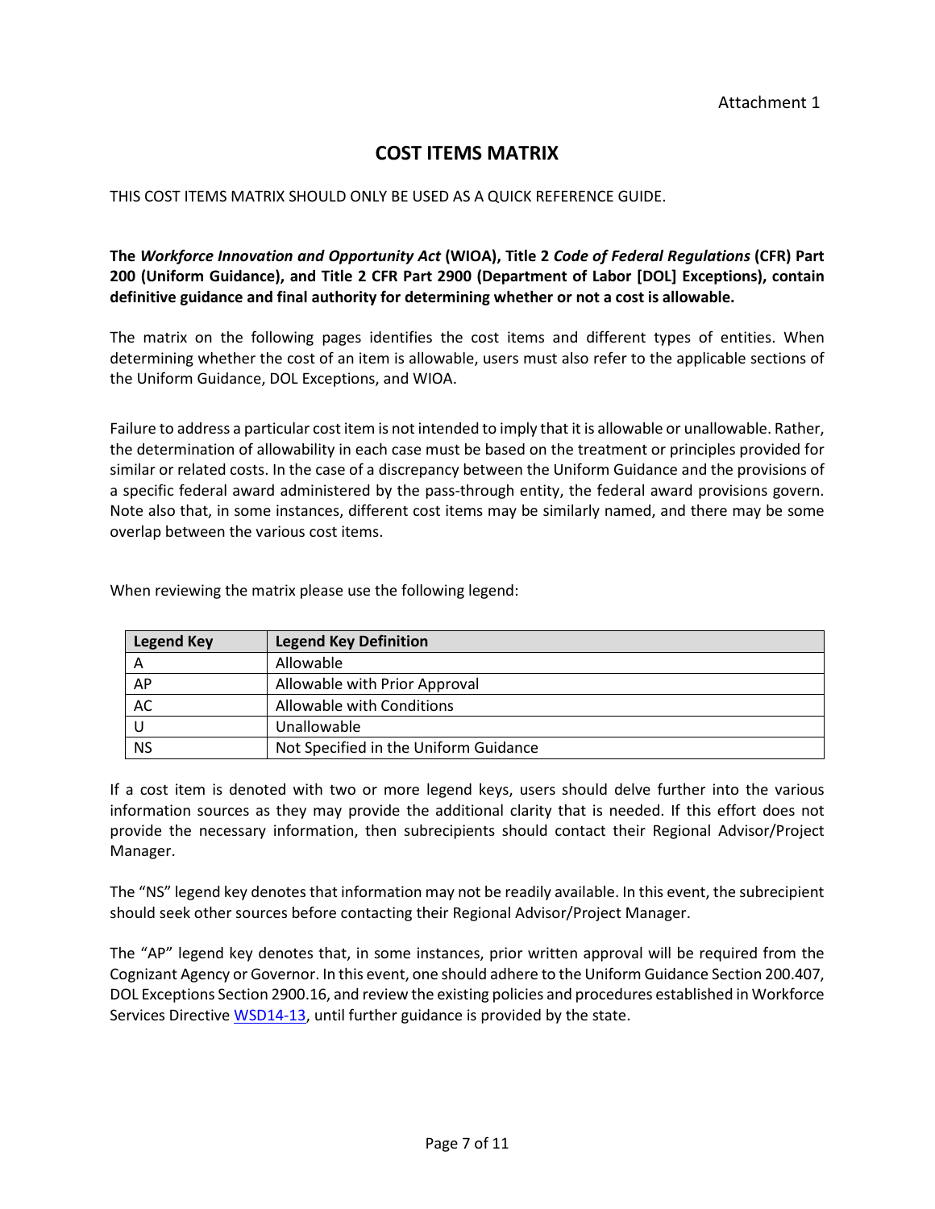Attachment 1

# COST ITEMS MATRIX

THIS COST ITEMS MATRIX SHOULD ONLY BE USED AS A QUICK REFERENCE GUIDE.

**The *Workforce Innovation and Opportunity Act* (WIOA), Title 2 *Code of Federal Regulations* (CFR) Part 200 (Uniform Guidance), and Title 2 CFR Part 2900 (Department of Labor [DOL] Exceptions), contain definitive guidance and final authority for determining whether or not a cost is allowable.**

The matrix on the following pages identifies the cost items and different types of entities. When determining whether the cost of an item is allowable, users must also refer to the applicable sections of the Uniform Guidance, DOL Exceptions, and WIOA.

Failure to address a particular cost item is not intended to imply that it is allowable or unallowable. Rather, the determination of allowability in each case must be based on the treatment or principles provided for similar or related costs. In the case of a discrepancy between the Uniform Guidance and the provisions of a specific federal award administered by the pass-through entity, the federal award provisions govern. Note also that, in some instances, different cost items may be similarly named, and there may be some overlap between the various cost items.

When reviewing the matrix please use the following legend:

| Legend Key | Legend Key Definition |
| --- | --- |
| A | Allowable |
| AP | Allowable with Prior Approval |
| AC | Allowable with Conditions |
| U | Unallowable |
| NS | Not Specified in the Uniform Guidance |

If a cost item is denoted with two or more legend keys, users should delve further into the various information sources as they may provide the additional clarity that is needed. If this effort does not provide the necessary information, then subrecipients should contact their Regional Advisor/Project Manager.

The "NS" legend key denotes that information may not be readily available. In this event, the subrecipient should seek other sources before contacting their Regional Advisor/Project Manager.

The "AP" legend key denotes that, in some instances, prior written approval will be required from the Cognizant Agency or Governor. In this event, one should adhere to the Uniform Guidance Section 200.407, DOL Exceptions Section 2900.16, and review the existing policies and procedures established in Workforce Services Directive [WSD14-13](WSD14-13), until further guidance is provided by the state.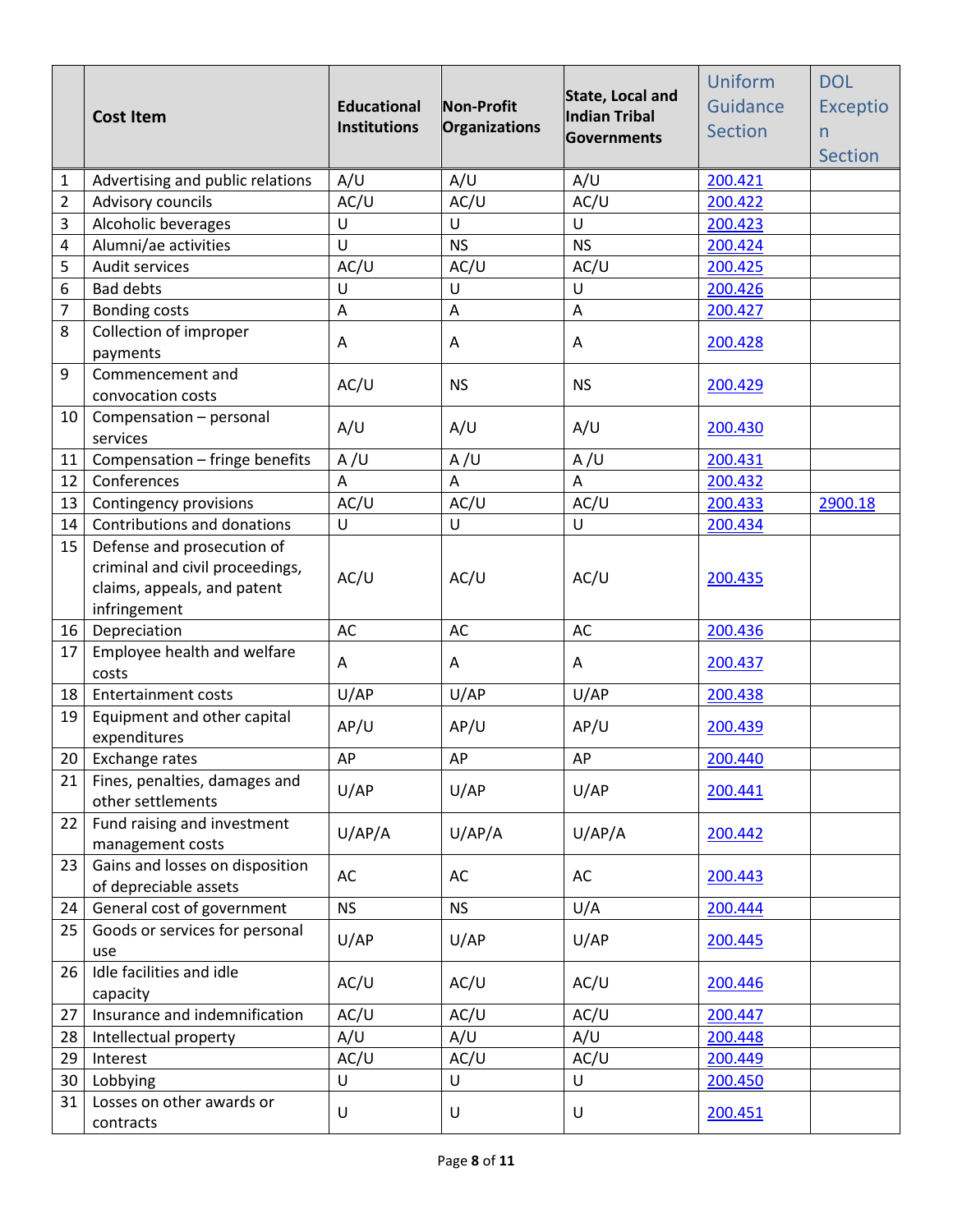| | Cost Item | Educational Institutions | Non-Profit Organizations | State, Local and Indian Tribal Governments | Uniform Guidance Section | DOL Exception Section |
|---|---|---|---|---|---|---|
| 1 | Advertising and public relations | A/U | A/U | A/U | 200.421 | |
| 2 | Advisory councils | AC/U | AC/U | AC/U | 200.422 | |
| 3 | Alcoholic beverages | U | U | U | 200.423 | |
| 4 | Alumni/ae activities | U | NS | NS | 200.424 | |
| 5 | Audit services | AC/U | AC/U | AC/U | 200.425 | |
| 6 | Bad debts | U | U | U | 200.426 | |
| 7 | Bonding costs | A | A | A | 200.427 | |
| 8 | Collection of improper payments | A | A | A | 200.428 | |
| 9 | Commencement and convocation costs | AC/U | NS | NS | 200.429 | |
| 10 | Compensation – personal services | A/U | A/U | A/U | 200.430 | |
| 11 | Compensation – fringe benefits | A /U | A /U | A /U | 200.431 | |
| 12 | Conferences | A | A | A | 200.432 | |
| 13 | Contingency provisions | AC/U | AC/U | AC/U | 200.433 | 2900.18 |
| 14 | Contributions and donations | U | U | U | 200.434 | |
| 15 | Defense and prosecution of criminal and civil proceedings, claims, appeals, and patent infringement | AC/U | AC/U | AC/U | 200.435 | |
| 16 | Depreciation | AC | AC | AC | 200.436 | |
| 17 | Employee health and welfare costs | A | A | A | 200.437 | |
| 18 | Entertainment costs | U/AP | U/AP | U/AP | 200.438 | |
| 19 | Equipment and other capital expenditures | AP/U | AP/U | AP/U | 200.439 | |
| 20 | Exchange rates | AP | AP | AP | 200.440 | |
| 21 | Fines, penalties, damages and other settlements | U/AP | U/AP | U/AP | 200.441 | |
| 22 | Fund raising and investment management costs | U/AP/A | U/AP/A | U/AP/A | 200.442 | |
| 23 | Gains and losses on disposition of depreciable assets | AC | AC | AC | 200.443 | |
| 24 | General cost of government | NS | NS | U/A | 200.444 | |
| 25 | Goods or services for personal use | U/AP | U/AP | U/AP | 200.445 | |
| 26 | Idle facilities and idle capacity | AC/U | AC/U | AC/U | 200.446 | |
| 27 | Insurance and indemnification | AC/U | AC/U | AC/U | 200.447 | |
| 28 | Intellectual property | A/U | A/U | A/U | 200.448 | |
| 29 | Interest | AC/U | AC/U | AC/U | 200.449 | |
| 30 | Lobbying | U | U | U | 200.450 | |
| 31 | Losses on other awards or contracts | U | U | U | 200.451 | |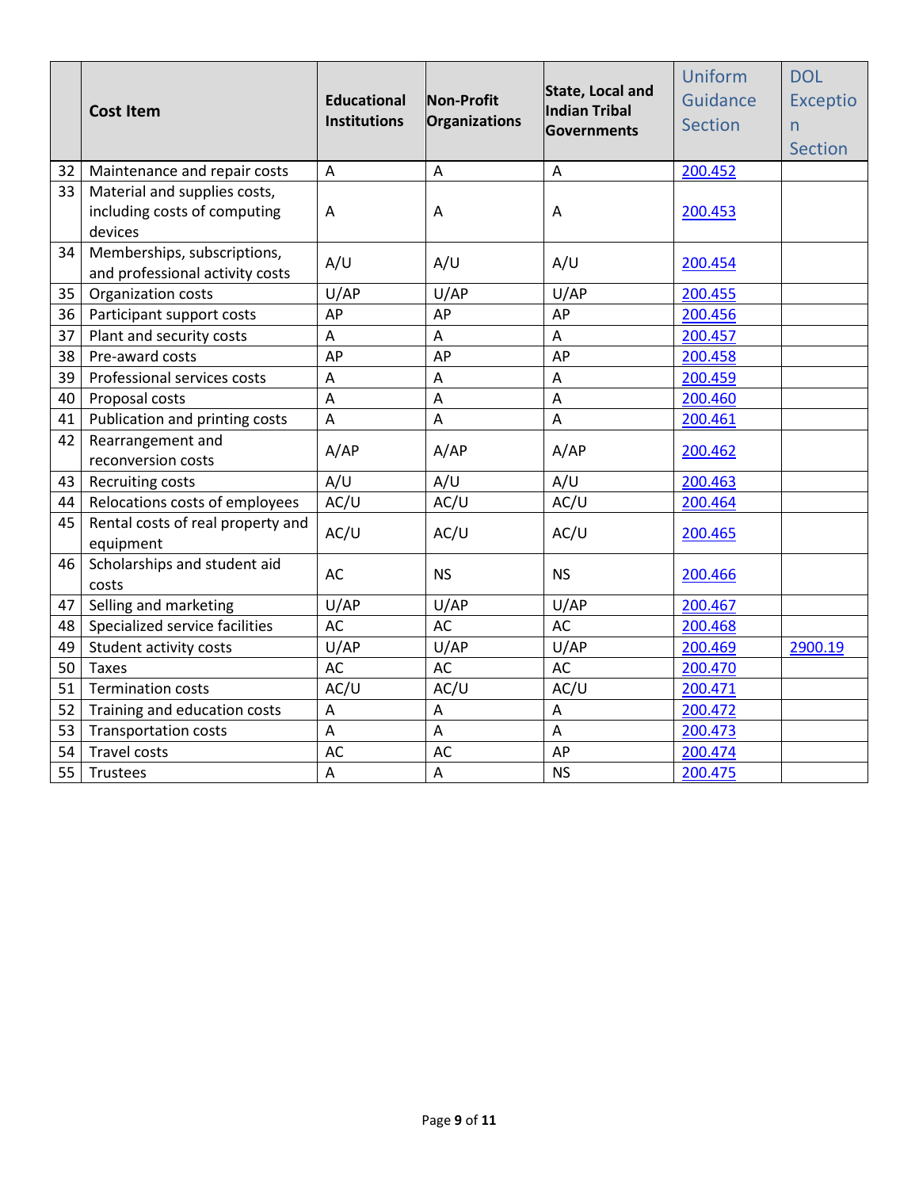| | Cost Item | Educational Institutions | Non-Profit Organizations | State, Local and Indian Tribal Governments | Uniform Guidance Section | DOL Exception Section |
|---|---|---|---|---|---|---|
| 32 | Maintenance and repair costs | A | A | A | 200.452 | |
| 33 | Material and supplies costs, including costs of computing devices | A | A | A | 200.453 | |
| 34 | Memberships, subscriptions, and professional activity costs | A/U | A/U | A/U | 200.454 | |
| 35 | Organization costs | U/AP | U/AP | U/AP | 200.455 | |
| 36 | Participant support costs | AP | AP | AP | 200.456 | |
| 37 | Plant and security costs | A | A | A | 200.457 | |
| 38 | Pre-award costs | AP | AP | AP | 200.458 | |
| 39 | Professional services costs | A | A | A | 200.459 | |
| 40 | Proposal costs | A | A | A | 200.460 | |
| 41 | Publication and printing costs | A | A | A | 200.461 | |
| 42 | Rearrangement and reconversion costs | A/AP | A/AP | A/AP | 200.462 | |
| 43 | Recruiting costs | A/U | A/U | A/U | 200.463 | |
| 44 | Relocations costs of employees | AC/U | AC/U | AC/U | 200.464 | |
| 45 | Rental costs of real property and equipment | AC/U | AC/U | AC/U | 200.465 | |
| 46 | Scholarships and student aid costs | AC | NS | NS | 200.466 | |
| 47 | Selling and marketing | U/AP | U/AP | U/AP | 200.467 | |
| 48 | Specialized service facilities | AC | AC | AC | 200.468 | |
| 49 | Student activity costs | U/AP | U/AP | U/AP | 200.469 | 2900.19 |
| 50 | Taxes | AC | AC | AC | 200.470 | |
| 51 | Termination costs | AC/U | AC/U | AC/U | 200.471 | |
| 52 | Training and education costs | A | A | A | 200.472 | |
| 53 | Transportation costs | A | A | A | 200.473 | |
| 54 | Travel costs | AC | AC | AP | 200.474 | |
| 55 | Trustees | A | A | NS | 200.475 | |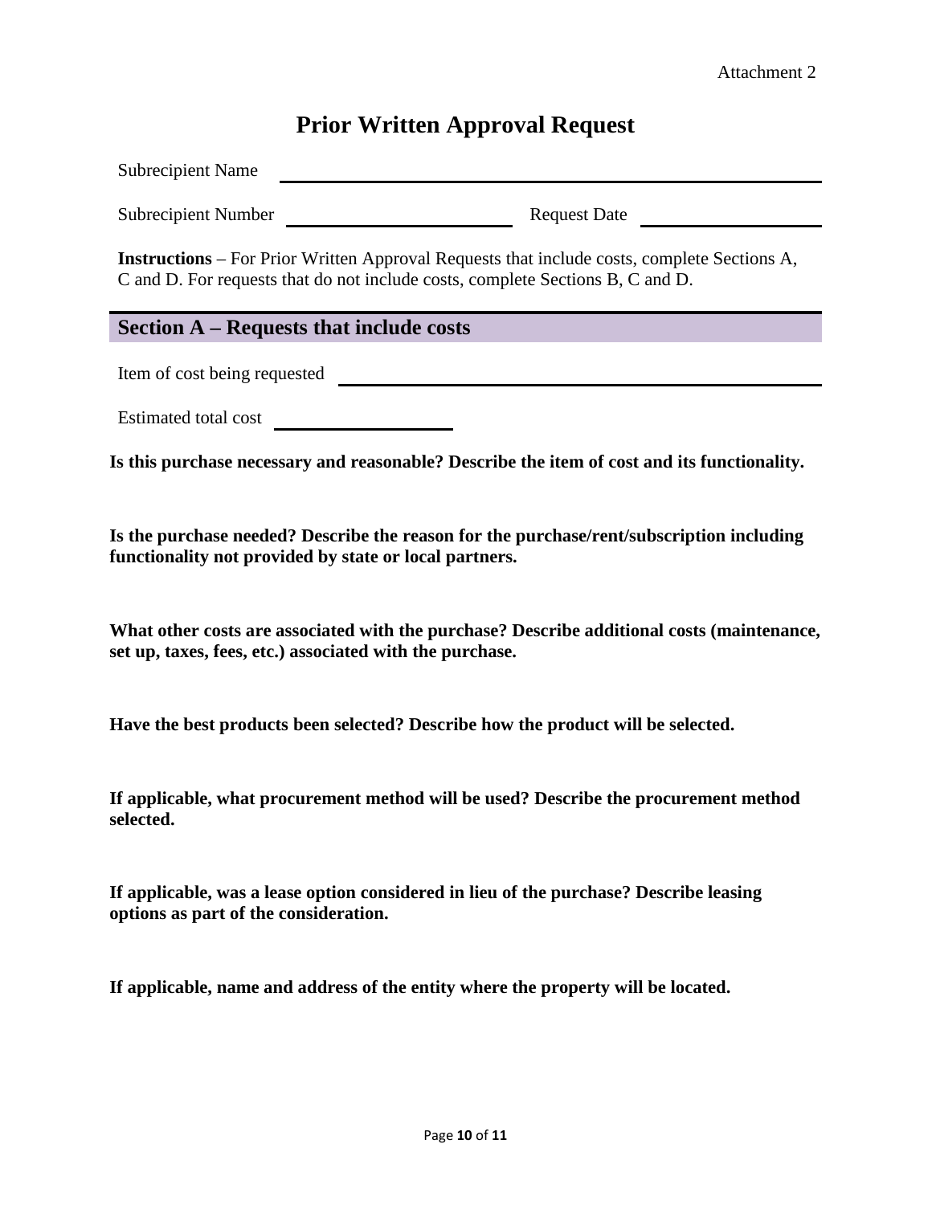Attachment 2

# Prior Written Approval Request

Subrecipient Name ______________________________

Subrecipient Number ______________________ Request Date ______________________

**Instructions** – For Prior Written Approval Requests that include costs, complete Sections A, C and D. For requests that do not include costs, complete Sections B, C and D.

## Section A – Requests that include costs

Item of cost being requested ______________________________

Estimated total cost ______________________

**Is this purchase necessary and reasonable? Describe the item of cost and its functionality.**

**Is the purchase needed? Describe the reason for the purchase/rent/subscription including functionality not provided by state or local partners.**

**What other costs are associated with the purchase? Describe additional costs (maintenance, set up, taxes, fees, etc.) associated with the purchase.**

**Have the best products been selected? Describe how the product will be selected.**

**If applicable, what procurement method will be used? Describe the procurement method selected.**

**If applicable, was a lease option considered in lieu of the purchase? Describe leasing options as part of the consideration.**

**If applicable, name and address of the entity where the property will be located.**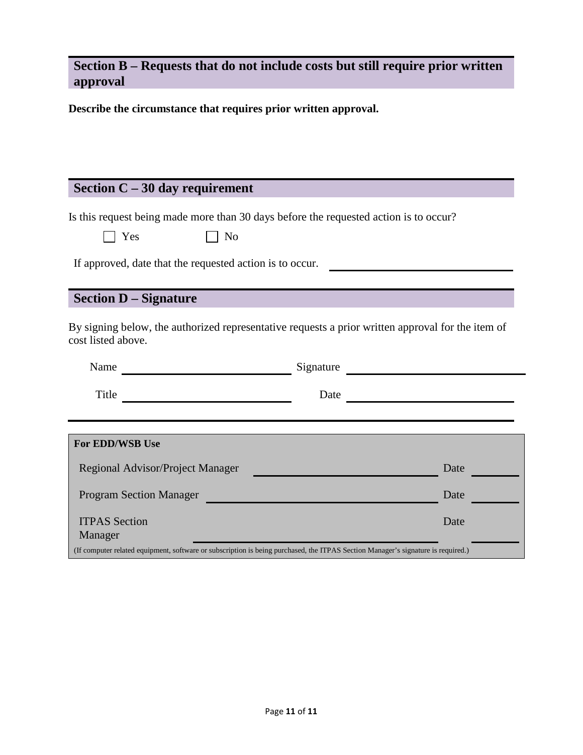## Section B – Requests that do not include costs but still require prior written approval

**Describe the circumstance that requires prior written approval.**

## Section C – 30 day requirement

Is this request being made more than 30 days before the requested action is to occur?

☐ Yes ☐ No

If approved, date that the requested action is to occur. ______________________

## Section D – Signature

By signing below, the authorized representative requests a prior written approval for the item of cost listed above.

Name ______________________ Signature ______________________

Title ______________________ Date ______________________

**For EDD/WSB Use**

Regional Advisor/Project Manager ______________________ Date ________

Program Section Manager ______________________ Date ________

ITPAS Section Manager ______________________ Date ________

(If computer related equipment, software or subscription is being purchased, the ITPAS Section Manager's signature is required.)